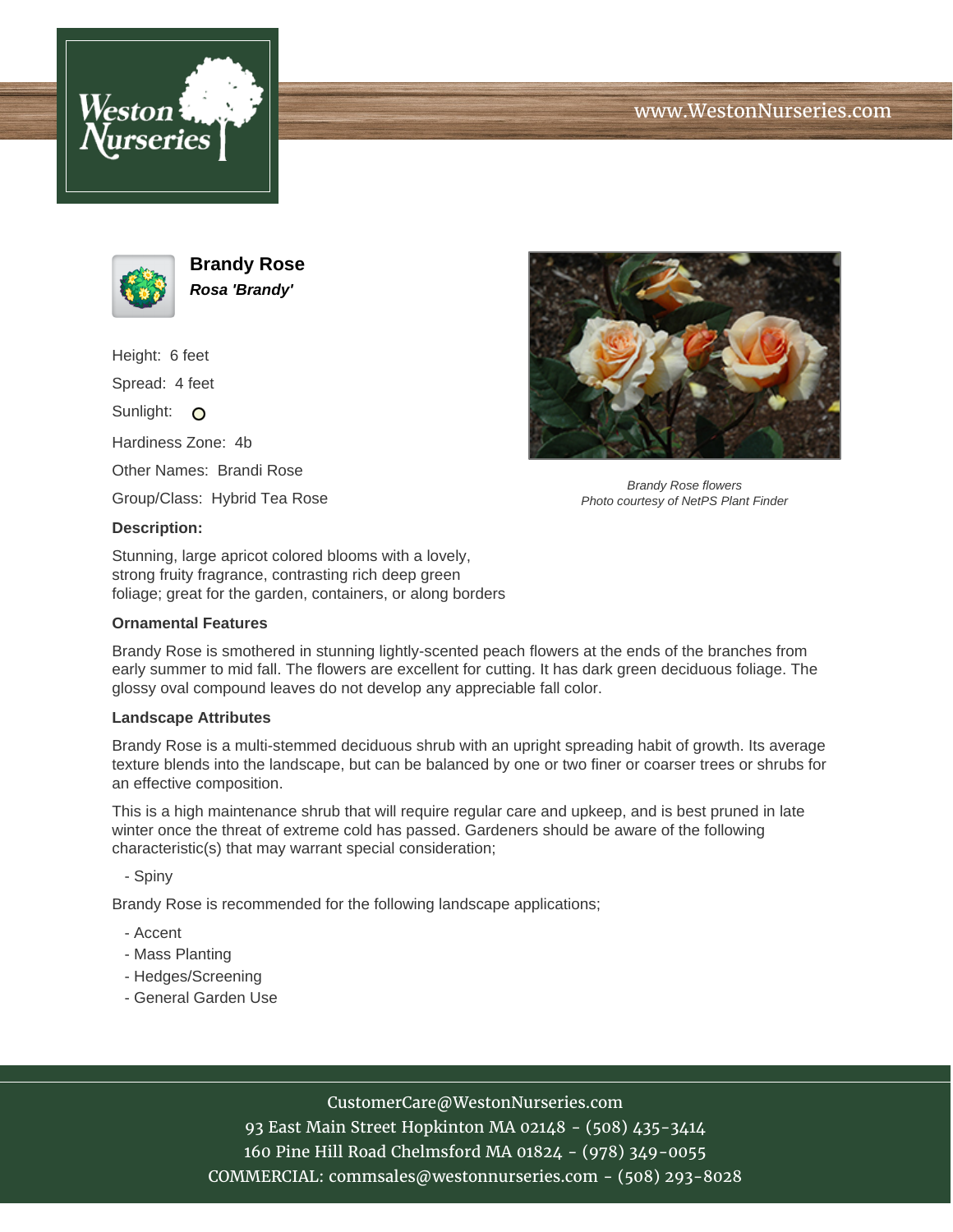# Brandy Rose

***Rosa 'Brandy'***

Height: 6 feet

Spread: 4 feet

Sunlight: O

Hardiness Zone: 4b

Other Names: Brandi Rose

Group/Class: Hybrid Tea Rose

*Brandy Rose flowers*
*Photo courtesy of NetPS Plant Finder*

**Description:**

Stunning, large apricot colored blooms with a lovely, strong fruity fragrance, contrasting rich deep green foliage; great for the garden, containers, or along borders

### Ornamental Features

Brandy Rose is smothered in stunning lightly-scented peach flowers at the ends of the branches from early summer to mid fall. The flowers are excellent for cutting. It has dark green deciduous foliage. The glossy oval compound leaves do not develop any appreciable fall color.

### Landscape Attributes

Brandy Rose is a multi-stemmed deciduous shrub with an upright spreading habit of growth. Its average texture blends into the landscape, but can be balanced by one or two finer or coarser trees or shrubs for an effective composition.

This is a high maintenance shrub that will require regular care and upkeep, and is best pruned in late winter once the threat of extreme cold has passed. Gardeners should be aware of the following characteristic(s) that may warrant special consideration;

- Spiny

Brandy Rose is recommended for the following landscape applications;

- Accent
- Mass Planting
- Hedges/Screening
- General Garden Use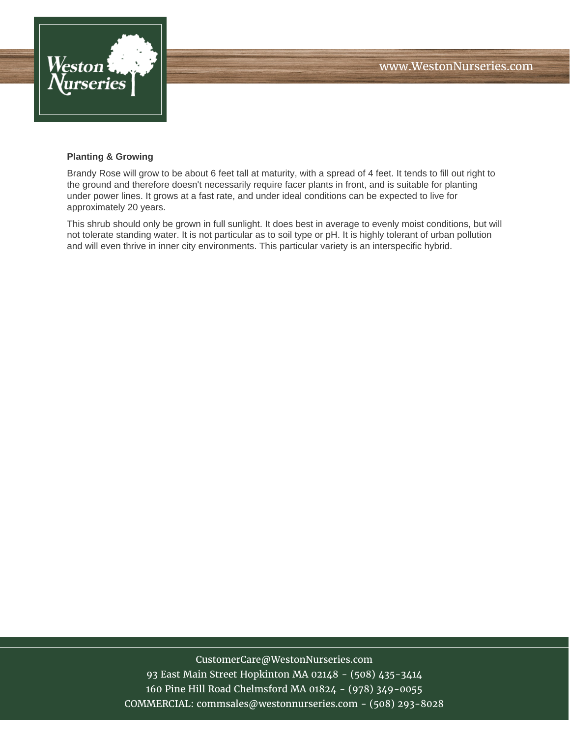**Planting & Growing**

Brandy Rose will grow to be about 6 feet tall at maturity, with a spread of 4 feet. It tends to fill out right to the ground and therefore doesn't necessarily require facer plants in front, and is suitable for planting under power lines. It grows at a fast rate, and under ideal conditions can be expected to live for approximately 20 years.

This shrub should only be grown in full sunlight. It does best in average to evenly moist conditions, but will not tolerate standing water. It is not particular as to soil type or pH. It is highly tolerant of urban pollution and will even thrive in inner city environments. This particular variety is an interspecific hybrid.